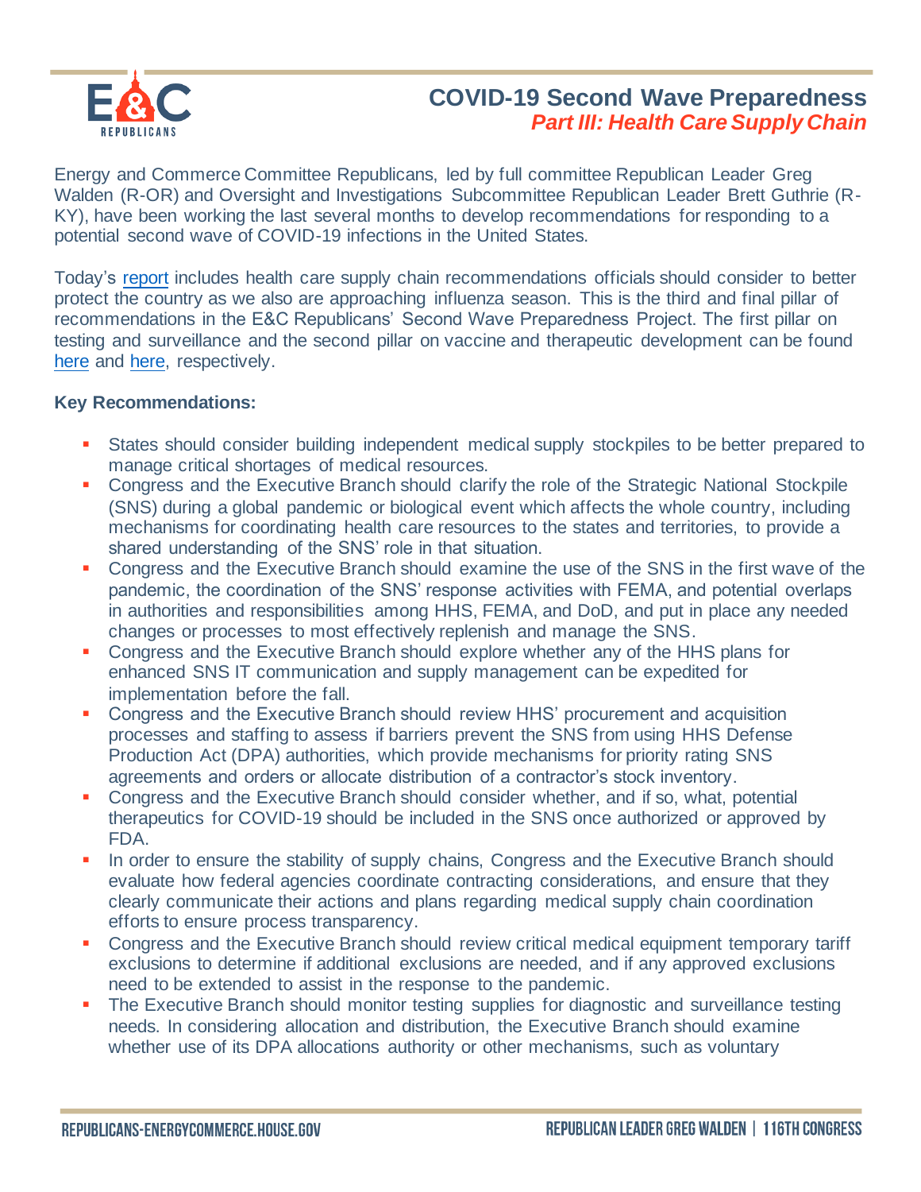# COVID-19 Second Wave Preparedness

## *Part III: Health Care Supply Chain*

Energy and Commerce Committee Republicans, led by full committee Republican Leader Greg Walden (R-OR) and Oversight and Investigations Subcommittee Republican Leader Brett Guthrie (R-KY), have been working the last several months to develop recommendations for responding to a potential second wave of COVID-19 infections in the United States.

Today's report includes health care supply chain recommendations officials should consider to better protect the country as we also are approaching influenza season. This is the third and final pillar of recommendations in the E&C Republicans' Second Wave Preparedness Project. The first pillar on testing and surveillance and the second pillar on vaccine and therapeutic development can be found here and here, respectively.

**Key Recommendations:**

- States should consider building independent medical supply stockpiles to be better prepared to manage critical shortages of medical resources.
- Congress and the Executive Branch should clarify the role of the Strategic National Stockpile (SNS) during a global pandemic or biological event which affects the whole country, including mechanisms for coordinating health care resources to the states and territories, to provide a shared understanding of the SNS' role in that situation.
- Congress and the Executive Branch should examine the use of the SNS in the first wave of the pandemic, the coordination of the SNS' response activities with FEMA, and potential overlaps in authorities and responsibilities among HHS, FEMA, and DoD, and put in place any needed changes or processes to most effectively replenish and manage the SNS.
- Congress and the Executive Branch should explore whether any of the HHS plans for enhanced SNS IT communication and supply management can be expedited for implementation before the fall.
- Congress and the Executive Branch should review HHS' procurement and acquisition processes and staffing to assess if barriers prevent the SNS from using HHS Defense Production Act (DPA) authorities, which provide mechanisms for priority rating SNS agreements and orders or allocate distribution of a contractor's stock inventory.
- Congress and the Executive Branch should consider whether, and if so, what, potential therapeutics for COVID-19 should be included in the SNS once authorized or approved by FDA.
- In order to ensure the stability of supply chains, Congress and the Executive Branch should evaluate how federal agencies coordinate contracting considerations, and ensure that they clearly communicate their actions and plans regarding medical supply chain coordination efforts to ensure process transparency.
- Congress and the Executive Branch should review critical medical equipment temporary tariff exclusions to determine if additional exclusions are needed, and if any approved exclusions need to be extended to assist in the response to the pandemic.
- The Executive Branch should monitor testing supplies for diagnostic and surveillance testing needs. In considering allocation and distribution, the Executive Branch should examine whether use of its DPA allocations authority or other mechanisms, such as voluntary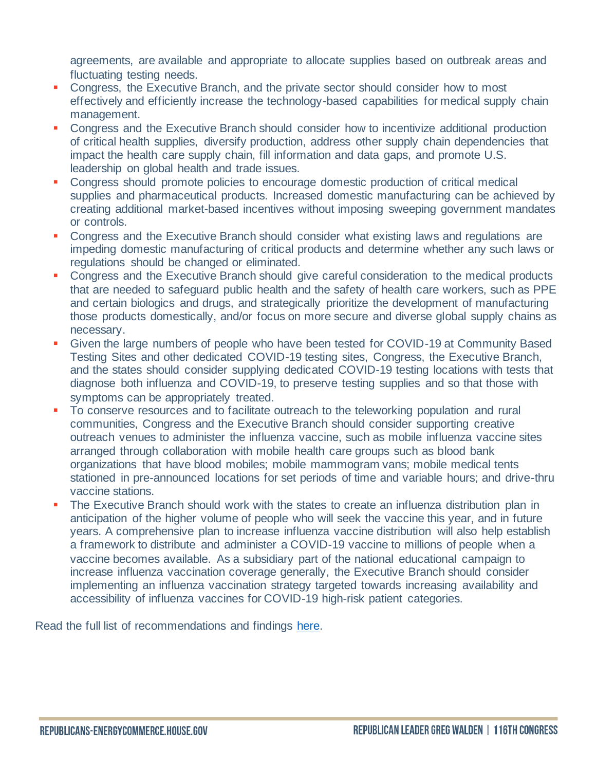agreements, are available and appropriate to allocate supplies based on outbreak areas and fluctuating testing needs.

- Congress, the Executive Branch, and the private sector should consider how to most effectively and efficiently increase the technology-based capabilities for medical supply chain management.
- Congress and the Executive Branch should consider how to incentivize additional production of critical health supplies, diversify production, address other supply chain dependencies that impact the health care supply chain, fill information and data gaps, and promote U.S. leadership on global health and trade issues.
- Congress should promote policies to encourage domestic production of critical medical supplies and pharmaceutical products. Increased domestic manufacturing can be achieved by creating additional market-based incentives without imposing sweeping government mandates or controls.
- Congress and the Executive Branch should consider what existing laws and regulations are impeding domestic manufacturing of critical products and determine whether any such laws or regulations should be changed or eliminated.
- Congress and the Executive Branch should give careful consideration to the medical products that are needed to safeguard public health and the safety of health care workers, such as PPE and certain biologics and drugs, and strategically prioritize the development of manufacturing those products domestically, and/or focus on more secure and diverse global supply chains as necessary.
- Given the large numbers of people who have been tested for COVID-19 at Community Based Testing Sites and other dedicated COVID-19 testing sites, Congress, the Executive Branch, and the states should consider supplying dedicated COVID-19 testing locations with tests that diagnose both influenza and COVID-19, to preserve testing supplies and so that those with symptoms can be appropriately treated.
- To conserve resources and to facilitate outreach to the teleworking population and rural communities, Congress and the Executive Branch should consider supporting creative outreach venues to administer the influenza vaccine, such as mobile influenza vaccine sites arranged through collaboration with mobile health care groups such as blood bank organizations that have blood mobiles; mobile mammogram vans; mobile medical tents stationed in pre-announced locations for set periods of time and variable hours; and drive-thru vaccine stations.
- The Executive Branch should work with the states to create an influenza distribution plan in anticipation of the higher volume of people who will seek the vaccine this year, and in future years. A comprehensive plan to increase influenza vaccine distribution will also help establish a framework to distribute and administer a COVID-19 vaccine to millions of people when a vaccine becomes available. As a subsidiary part of the national educational campaign to increase influenza vaccination coverage generally, the Executive Branch should consider implementing an influenza vaccination strategy targeted towards increasing availability and accessibility of influenza vaccines for COVID-19 high-risk patient categories.

Read the full list of recommendations and findings [here](here).